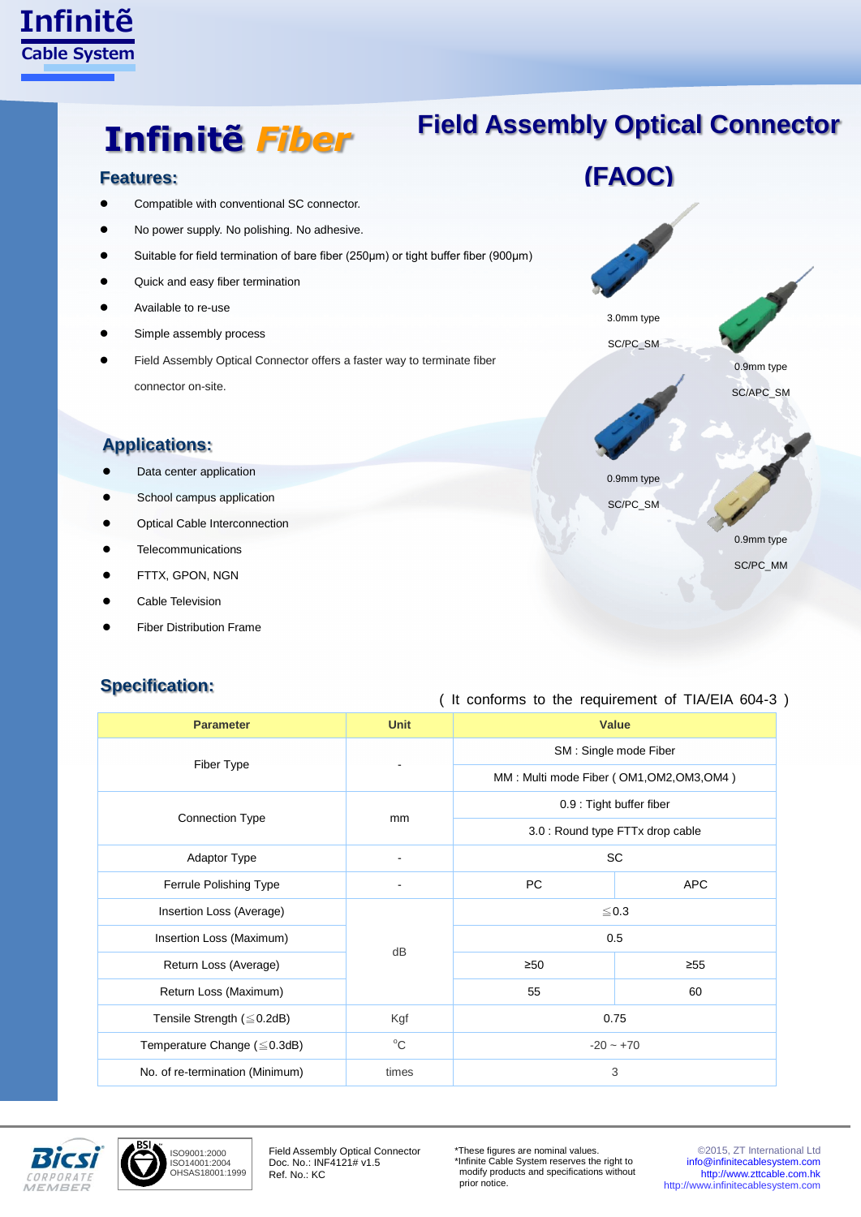# Infinitẽ Fiber

# Field Assembly Optical Connector (FAOC)

## Features:

- Compatible with conventional SC connector.
- No power supply. No polishing. No adhesive.
- Suitable for field termination of bare fiber (250μm) or tight buffer fiber (900μm)
- Quick and easy fiber termination
- Available to re-use
- Simple assembly process
- Field Assembly Optical Connector offers a faster way to terminate fiber connector on-site.

3.0mm type SC/PC_SM

0.9mm type SC/APC_SM

0.9mm type SC/PC_SM

0.9mm type SC/PC_MM

## Applications:

- Data center application
- School campus application
- Optical Cable Interconnection
- Telecommunications
- FTTX, GPON, NGN
- Cable Television
- Fiber Distribution Frame

## Specification:

( It conforms to the requirement of TIA/EIA 604-3 )

| Parameter | Unit | Value | |
|---|---|---|---|
| Fiber Type | - | SM : Single mode Fiber | |
| | | MM : Multi mode Fiber ( OM1,OM2,OM3,OM4 ) | |
| Connection Type | mm | 0.9 : Tight buffer fiber | |
| | | 3.0 : Round type FTTx drop cable | |
| Adaptor Type | - | SC | |
| Ferrule Polishing Type | - | PC | APC |
| Insertion Loss (Average) | dB | ≦0.3 | |
| Insertion Loss (Maximum) | | 0.5 | |
| Return Loss (Average) | | ≥50 | ≥55 |
| Return Loss (Maximum) | | 55 | 60 |
| Tensile Strength (≦0.2dB) | Kgf | 0.75 | |
| Temperature Change (≦0.3dB) | °C | -20 ~ +70 | |
| No. of re-termination (Minimum) | times | 3 | |

ISO9001:2000
ISO14001:2004
OHSAS18001:1999

Field Assembly Optical Connector
Doc. No.: INF4121# v1.5
Ref. No.: KC

*These figures are nominal values.
*Infinite Cable System reserves the right to modify products and specifications without prior notice.

©2015, ZT International Ltd
info@infinitecablesystem.com
http://www.zttcable.com.hk
http://www.infinitecablesystem.com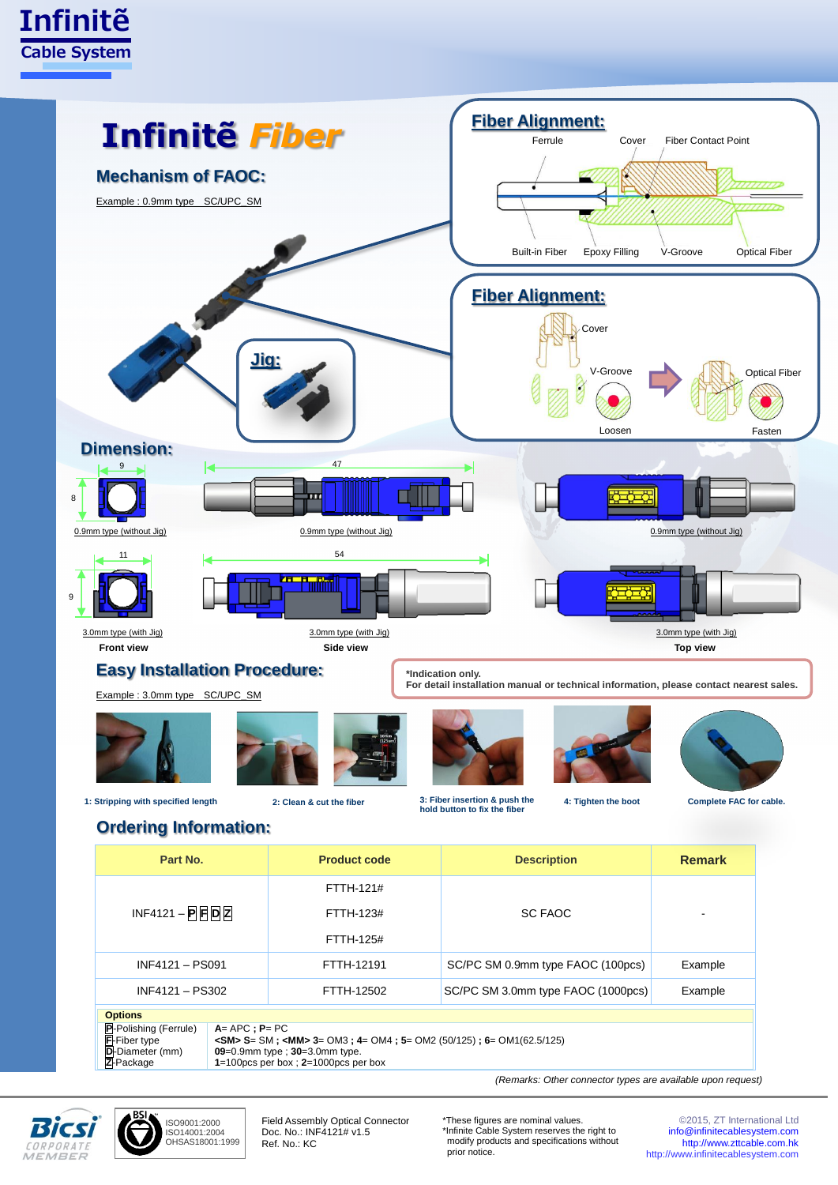# Infinitẽ Fiber

## Mechanism of FAOC:

Example : 0.9mm type SC/UPC_SM

### Jig:

### Fiber Alignment:

Ferrule
Cover
Fiber Contact Point
Built-in Fiber
Epoxy Filling
V-Groove
Optical Fiber

### Fiber Alignment:

Cover
V-Groove
Loosen
Optical Fiber
Fasten

## Dimension:

9
8
0.9mm type (without Jig)

47
0.9mm type (without Jig)

0.9mm type (without Jig)

11
9
3.0mm type (with Jig)

54
3.0mm type (with Jig)

3.0mm type (with Jig)

**Front view** **Side view** **Top view**

## Easy Installation Procedure:

Example : 3.0mm type SC/UPC_SM

**\*Indication only.**
**For detail installation manual or technical information, please contact nearest sales.**

**1: Stripping with specified length**

**2: Clean & cut the fiber**

**3: Fiber insertion & push the hold button to fix the fiber**

**4: Tighten the boot**

**Complete FAC for cable.**

## Ordering Information:

| Part No. | Product code | Description | Remark |
|---|---|---|---|
| INF4121 – PFDZ | FTTH-121# FTTH-123# FTTH-125# | SC FAOC | - |
| INF4121 – PS091 | FTTH-12191 | SC/PC SM 0.9mm type FAOC (100pcs) | Example |
| INF4121 – PS302 | FTTH-12502 | SC/PC SM 3.0mm type FAOC (1000pcs) | Example |

**Options**

| | |
|---|---|
| P-Polishing (Ferrule) | A= APC ; P= PC |
| F-Fiber type | **<SM> S**= SM ; **<MM> 3**= OM3 ; **4**= OM4 ; **5**= OM2 (50/125) ; **6**= OM1(62.5/125) |
| D-Diameter (mm) | **09**=0.9mm type ; **30**=3.0mm type. |
| Z-Package | **1**=100pcs per box ; **2**=1000pcs per box |

*(Remarks: Other connector types are available upon request)*

ISO9001:2000
ISO14001:2004
OHSAS18001:1999

Field Assembly Optical Connector
Doc. No.: INF4121# v1.5
Ref. No.: KC

\*These figures are nominal values.
\*Infinite Cable System reserves the right to modify products and specifications without prior notice.

©2015, ZT International Ltd
info@infinitecablesystem.com
http://www.zttcable.com.hk
http://www.infinitecablesystem.com